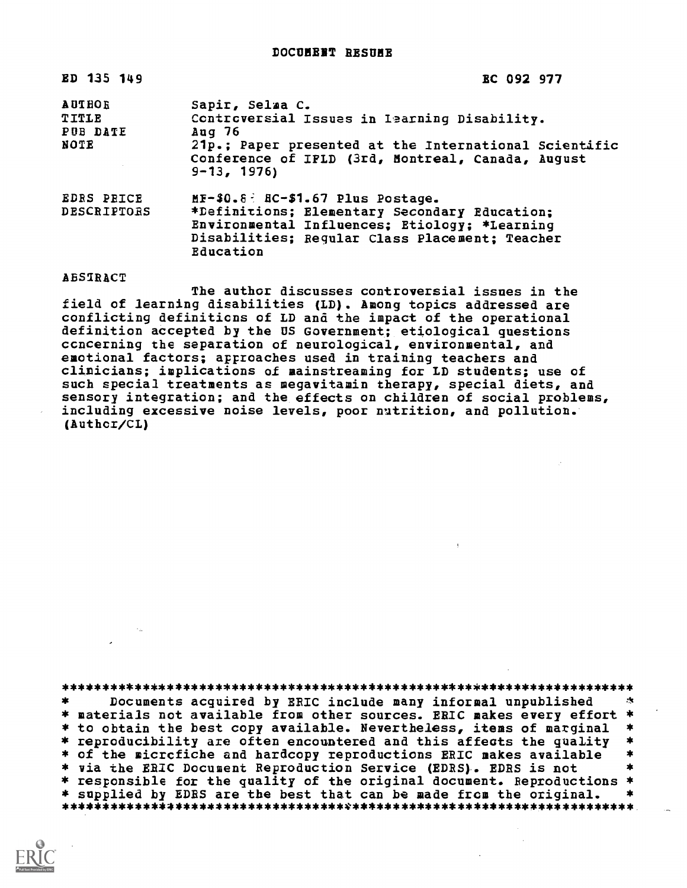# DOCUMENT RESUME

| | | |
|---|---|---|
| ED 135 149 | | EC 092 977 |
| AUTHOR | Sapir, Selma C. | |
| TITLE | Controversial Issues in Learning Disability. | |
| PUB DATE | Aug 76 | |
| NOTE | 21p.; Paper presented at the International Scientific Conference of IFLD (3rd, Montreal, Canada, August 9-13, 1976) | |
| EDRS PRICE | MF-$0.83 HC-$1.67 Plus Postage. | |
| DESCRIPTORS | *Definitions; Elementary Secondary Education; Environmental Influences; Etiology; *Learning Disabilities; Regular Class Placement; Teacher Education | |

## ABSTRACT

The author discusses controversial issues in the field of learning disabilities (LD). Among topics addressed are conflicting definitions of LD and the impact of the operational definition accepted by the US Government; etiological questions concerning the separation of neurological, environmental, and emotional factors; approaches used in training teachers and clinicians; implications of mainstreaming for LD students; use of such special treatments as megavitamin therapy, special diets, and sensory integration; and the effects on children of social problems, including excessive noise levels, poor nutrition, and pollution. (Author/CL)

***********************************************************************
* Documents acquired by ERIC include many informal unpublished *
* materials not available from other sources. ERIC makes every effort *
* to obtain the best copy available. Nevertheless, items of marginal *
* reproducibility are often encountered and this affects the quality *
* of the microfiche and hardcopy reproductions ERIC makes available *
* via the ERIC Document Reproduction Service (EDRS). EDRS is not *
* responsible for the quality of the original document. Reproductions *
* supplied by EDRS are the best that can be made from the original. *
***********************************************************************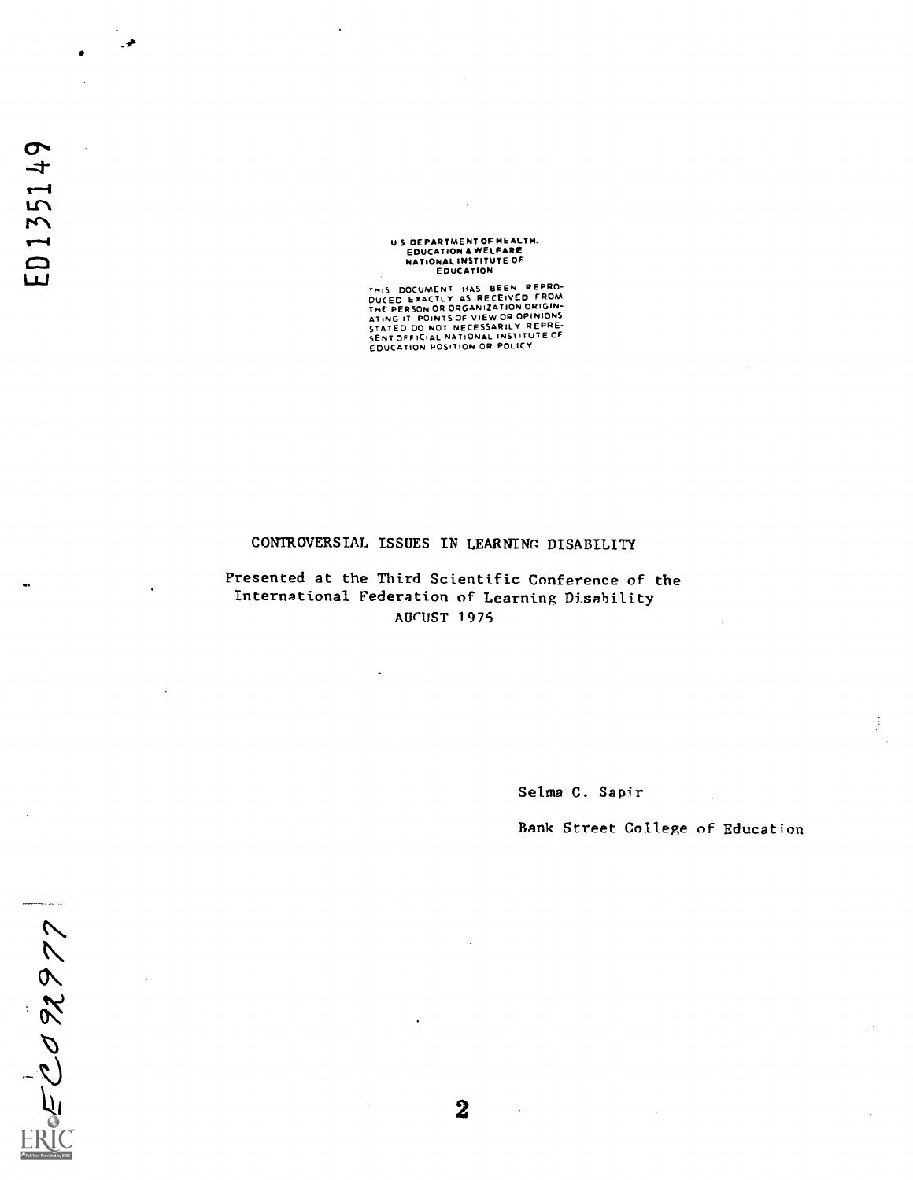ED135149

U S DEPARTMENT OF HEALTH, EDUCATION & WELFARE
NATIONAL INSTITUTE OF EDUCATION

THIS DOCUMENT HAS BEEN REPRODUCED EXACTLY AS RECEIVED FROM THE PERSON OR ORGANIZATION ORIGINATING IT. POINTS OF VIEW OR OPINIONS STATED DO NOT NECESSARILY REPRESENT OFFICIAL NATIONAL INSTITUTE OF EDUCATION POSITION OR POLICY

# CONTROVERSIAL ISSUES IN LEARNING DISABILITY

Presented at the Third Scientific Conference of the International Federation of Learning Disability
AUGUST 1975

Selma C. Sapir

Bank Street College of Education

EC092977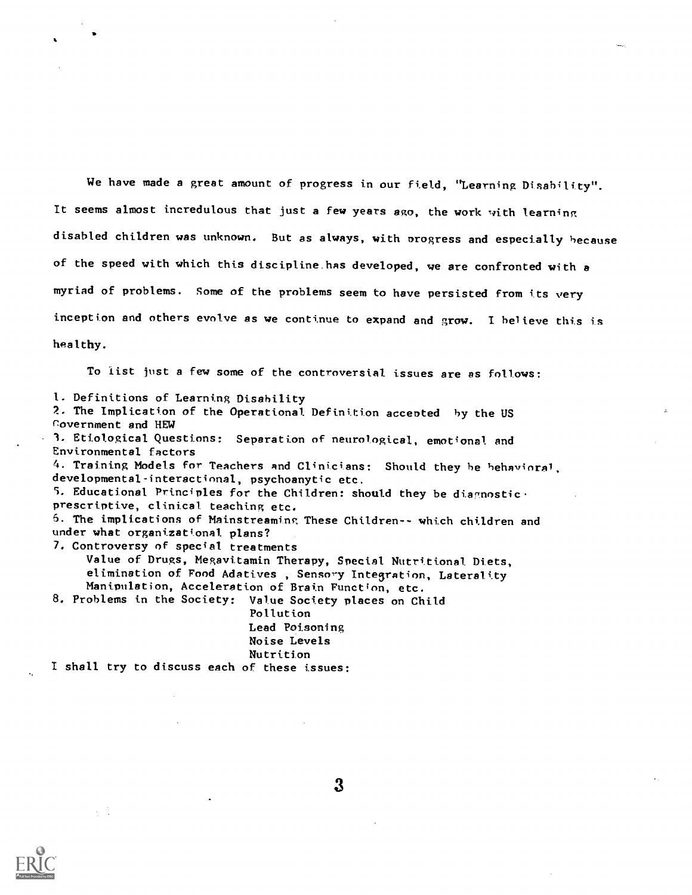We have made a great amount of progress in our field, "Learning Disability". It seems almost incredulous that just a few years ago, the work with learning disabled children was unknown. But as always, with progress and especially because of the speed with which this discipline has developed, we are confronted with a myriad of problems. Some of the problems seem to have persisted from its very inception and others evolve as we continue to expand and grow. I believe this is healthy.

To list just a few some of the controversial issues are as follows:

1. Definitions of Learning Disability
2. The Implication of the Operational Definition accepted by the US Government and HEW
3. Etiological Questions: Separation of neurological, emotional and Environmental factors
4. Training Models for Teachers and Clinicians: Should they be behavioral, developmental-interactional, psychoanytic etc.
5. Educational Principles for the Children: should they be diagnostic-prescriptive, clinical teaching etc.
6. The implications of Mainstreaming These Children-- which children and under what organizational plans?
7. Controversy of special treatments
   Value of Drugs, Megavitamin Therapy, Special Nutritional Diets, elimination of Food Adatives, Sensory Integration, Laterality Manipulation, Acceleration of Brain Function, etc.
8. Problems in the Society: Value Society places on Child
   - Pollution
   - Lead Poisoning
   - Noise Levels
   - Nutrition

I shall try to discuss each of these issues: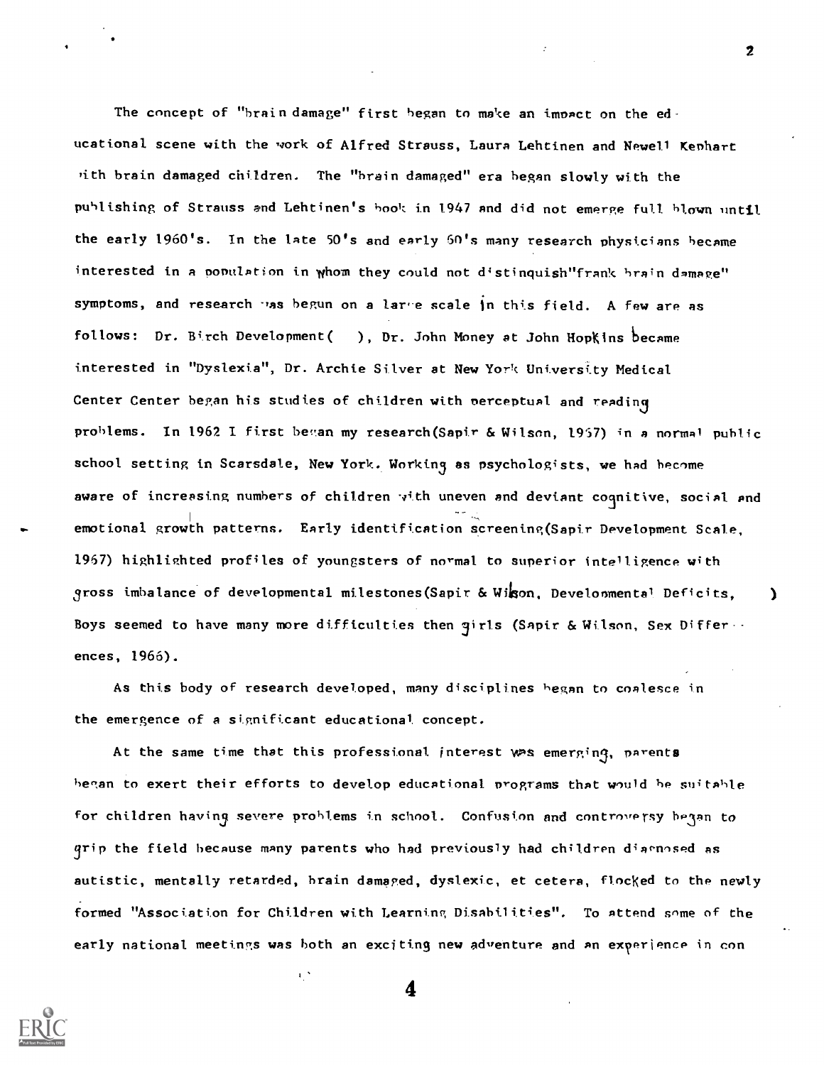The concept of "brain damage" first began to make an impact on the educational scene with the work of Alfred Strauss, Laura Lehtinen and Newell Kephart with brain damaged children. The "brain damaged" era began slowly with the publishing of Strauss and Lehtinen's book in 1947 and did not emerge full blown until the early 1960's. In the late 50's and early 60's many research physicians became interested in a population in whom they could not distinquish"frank brain damage" symptoms, and research was begun on a large scale in this field. A few are as follows: Dr. Birch Development( ), Dr. John Money at John Hopkins became interested in "Dyslexia", Dr. Archie Silver at New York University Medical Center Center began his studies of children with perceptual and reading problems. In 1962 I first began my research(Sapir & Wilson, 1967) in a normal public school setting in Scarsdale, New York. Working as psychologists, we had become aware of increasing numbers of children with uneven and deviant cognitive, social and emotional growth patterns. Early identification screening(Sapir Development Scale, 1967) highlighted profiles of youngsters of normal to superior intelligence with gross imbalance of developmental milestones(Sapir & Wilson, Developmental Deficits, ) Boys seemed to have many more difficulties then girls (Sapir & Wilson, Sex Differences, 1966).

As this body of research developed, many disciplines began to coalesce in the emergence of a significant educational concept.

At the same time that this professional interest was emerging, parents began to exert their efforts to develop educational programs that would be suitable for children having severe problems in school. Confusion and controversy began to grip the field because many parents who had previously had children diagnosed as autistic, mentally retarded, brain damaged, dyslexic, et cetera, flocked to the newly formed "Association for Children with Learning Disabilities". To attend some of the early national meetings was both an exciting new adventure and an experience in con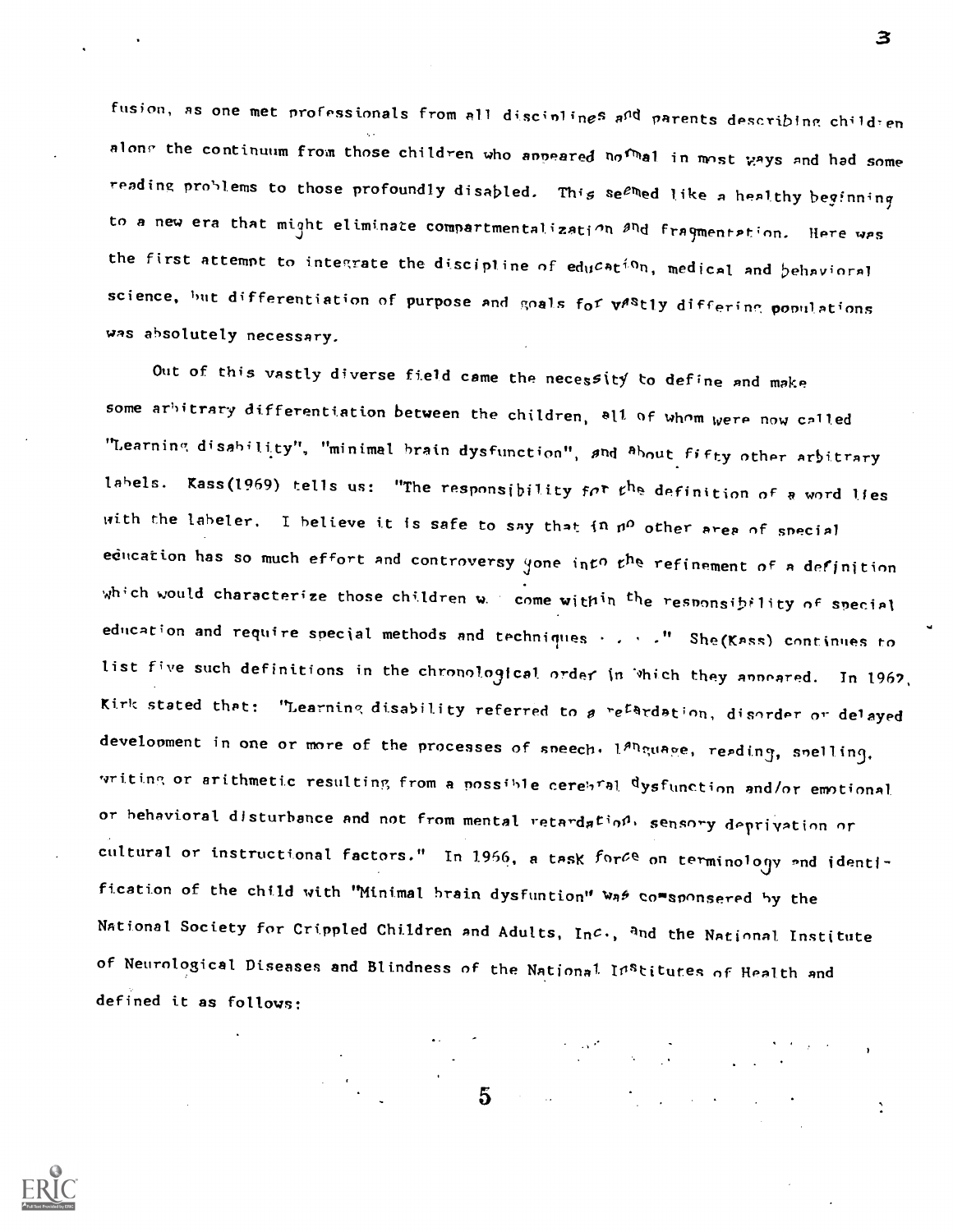fusion, as one met professionals from all disciplines and parents describing children along the continuum from those children who appeared normal in most ways and had some reading problems to those profoundly disabled. This seemed like a healthy beginning to a new era that might eliminate compartmentalization and fragmentation. Here was the first attempt to integrate the discipline of education, medical and behavioral science, but differentiation of purpose and goals for vastly differing populations was absolutely necessary.

Out of this vastly diverse field came the necessity to define and make some arbitrary differentiation between the children, all of whom were now called "Learning disability", "minimal brain dysfunction", and about fifty other arbitrary labels. Kass(1969) tells us: "The responsibility for the definition of a word lies with the labeler. I believe it is safe to say that in no other area of special education has so much effort and controversy gone into the refinement of a definition which would characterize those children w. come within the responsibility of special education and require special methods and techniques . . . ." She(Kass) continues to list five such definitions in the chronological order in which they appeared. In 1962, Kirk stated that: "Learning disability referred to a retardation, disorder or delayed development in one or more of the processes of speech, language, reading, spelling, writing or arithmetic resulting from a possible cerebral dysfunction and/or emotional or behavioral disturbance and not from mental retardation, sensory deprivation or cultural or instructional factors." In 1966, a task force on terminology and identification of the child with "Minimal brain dysfuntion" was co-sponsered by the National Society for Crippled Children and Adults, Inc., and the National Institute of Neurological Diseases and Blindness of the National Institutes of Health and defined it as follows: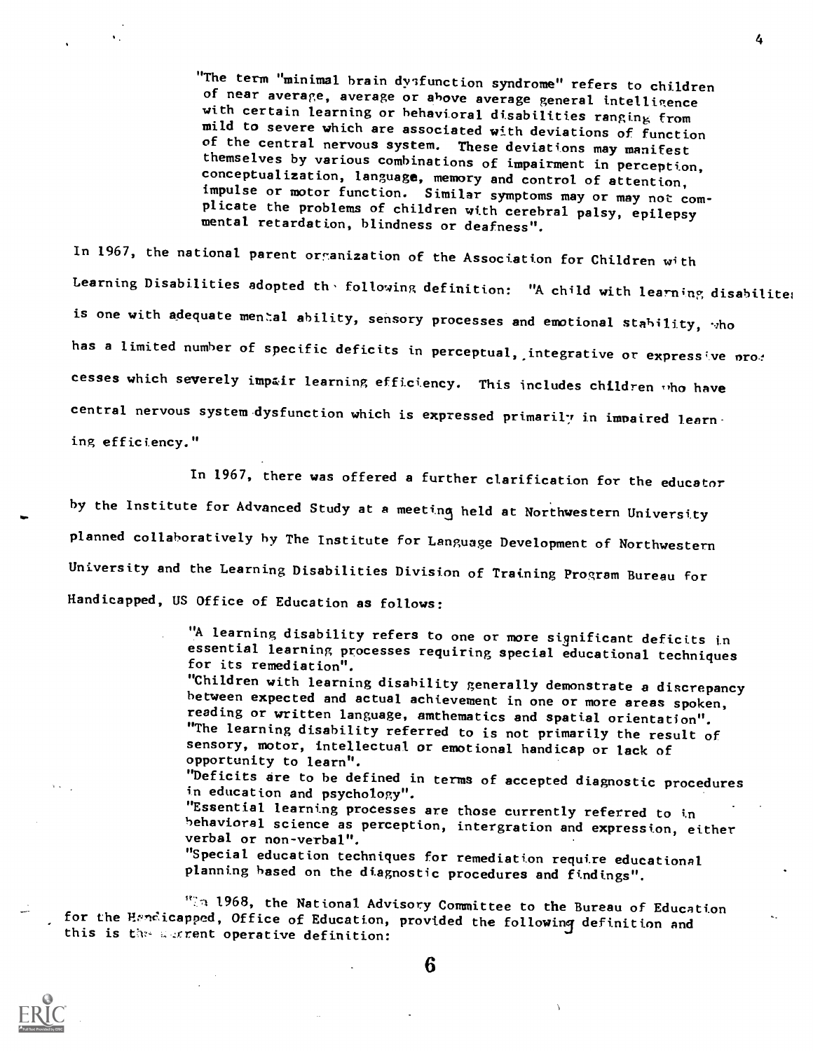> "The term "minimal brain dysfunction syndrome" refers to children of near average, average or above average general intelligence with certain learning or behavioral disabilities ranging from mild to severe which are associated with deviations of function of the central nervous system. These deviations may manifest themselves by various combinations of impairment in perception, conceptualization, language, memory and control of attention, impulse or motor function. Similar symptoms may or may not complicate the problems of children with cerebral palsy, epilepsy mental retardation, blindness or deafness".

In 1967, the national parent organization of the Association for Children with Learning Disabilities adopted the following definition: "A child with learning disabilites is one with adequate mental ability, sensory processes and emotional stability, who has a limited number of specific deficits in perceptual, integrative or expressive processes which severely impair learning efficiency. This includes children who have central nervous system dysfunction which is expressed primarily in impaired learning efficiency."

In 1967, there was offered a further clarification for the educator by the Institute for Advanced Study at a meeting held at Northwestern University planned collaboratively by The Institute for Language Development of Northwestern University and the Learning Disabilities Division of Training Program Bureau for Handicapped, US Office of Education as follows:

> "A learning disability refers to one or more significant deficits in essential learning processes requiring special educational techniques for its remediation".
> "Children with learning disability generally demonstrate a discrepancy between expected and actual achievement in one or more areas spoken, reading or written language, amthematics and spatial orientation".
> "The learning disability referred to is not primarily the result of sensory, motor, intellectual or emotional handicap or lack of opportunity to learn".
> "Deficits are to be defined in terms of accepted diagnostic procedures in education and psychology".
> "Essential learning processes are those currently referred to in behavioral science as perception, intergration and expression, either verbal or non-verbal".
> "Special education techniques for remediation require educational planning based on the diagnostic procedures and findings".

In 1968, the National Advisory Committee to the Bureau of Education for the Handicapped, Office of Education, provided the following definition and this is the current operative definition: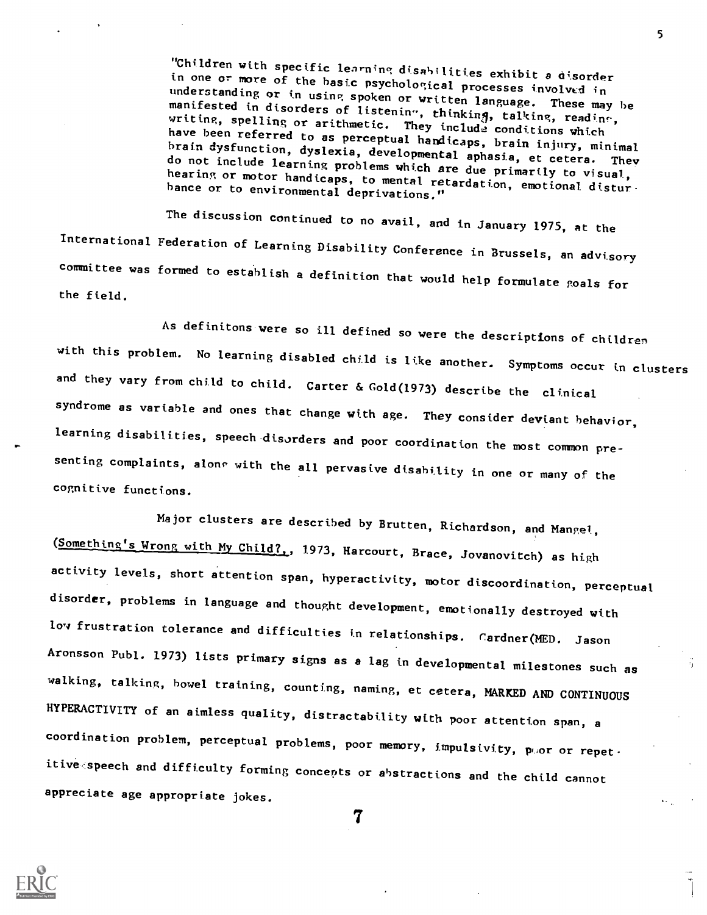"Children with specific learning disabilities exhibit a disorder in one or more of the basic psychological processes involved in understanding or in using spoken or written language. These may be manifested in disorders of listening, thinking, talking, reading, writing, spelling or arithmetic. They include conditions which have been referred to as perceptual handicaps, brain injury, minimal brain dysfunction, dyslexia, developmental aphasia, et cetera. They do not include learning problems which are due primarily to visual, hearing or motor handicaps, to mental retardation, emotional disturbance or to environmental deprivations."

The discussion continued to no avail, and in January 1975, at the International Federation of Learning Disability Conference in Brussels, an advisory committee was formed to establish a definition that would help formulate goals for the field.

As definitons were so ill defined so were the descriptions of children with this problem. No learning disabled child is like another. Symptoms occur in clusters and they vary from child to child. Carter & Gold(1973) describe the clinical syndrome as variable and ones that change with age. They consider deviant behavior, learning disabilities, speech disorders and poor coordination the most common presenting complaints, along with the all pervasive disability in one or many of the cognitive functions.

Major clusters are described by Brutten, Richardson, and Mangel, (Something's Wrong with My Child?, 1973, Harcourt, Brace, Jovanovitch) as high activity levels, short attention span, hyperactivity, motor discoordination, perceptual disorder, problems in language and thought development, emotionally destroyed with low frustration tolerance and difficulties in relationships. Gardner(MED. Jason Aronsson Publ. 1973) lists primary signs as a lag in developmental milestones such as walking, talking, bowel training, counting, naming, et cetera, MARKED AND CONTINUOUS HYPERACTIVITY of an aimless quality, distractability with poor attention span, a coordination problem, perceptual problems, poor memory, impulsivity, poor or repetitive speech and difficulty forming concepts or abstractions and the child cannot appreciate age appropriate jokes.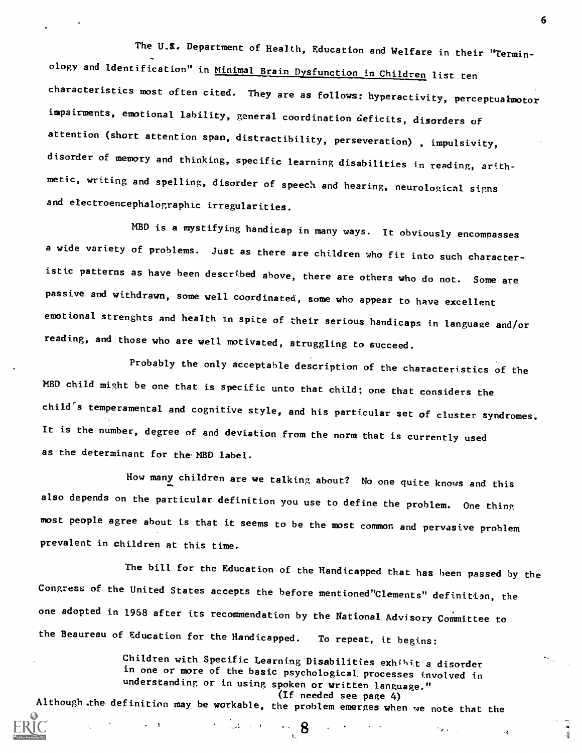The U.S. Department of Health, Education and Welfare in their "Terminology and Identification" in Minimal Brain Dysfunction in Children list ten characteristics most often cited. They are as follows: hyperactivity, perceptualmotor impairments, emotional lability, general coordination deficits, disorders of attention (short attention span, distractibility, perseveration) , impulsivity, disorder of memory and thinking, specific learning disabilities in reading, arithmetic, writing and spelling, disorder of speech and hearing, neurological signs and electroencephalographic irregularities.

MBD is a mystifying handicap in many ways. It obviously encompasses a wide variety of problems. Just as there are children who fit into such characteristic patterns as have been described above, there are others who do not. Some are passive and withdrawn, some well coordinated, some who appear to have excellent emotional strenghts and health in spite of their serious handicaps in language and/or reading, and those who are well motivated, struggling to succeed.

Probably the only acceptable description of the characteristics of the MBD child might be one that is specific unto that child; one that considers the child's temperamental and cognitive style, and his particular set of cluster syndromes. It is the number, degree of and deviation from the norm that is currently used as the determinant for the MBD label.

How many children are we talking about? No one quite knows and this also depends on the particular definition you use to define the problem. One thing most people agree about is that it seems to be the most common and pervasive problem prevalent in children at this time.

The bill for the Education of the Handicapped that has been passed by the Congress of the United States accepts the before mentioned"Clements" definition, the one adopted in 1968 after its recommendation by the National Advisory Committee to the Beaureau of Education for the Handicapped. To repeat, it begins:

> Children with Specific Learning Disabilities exhibit a disorder in one or more of the basic psychological processes involved in understanding or in using spoken or written language."
> (If needed see page 4)

Although the definition may be workable, the problem emerges when we note that the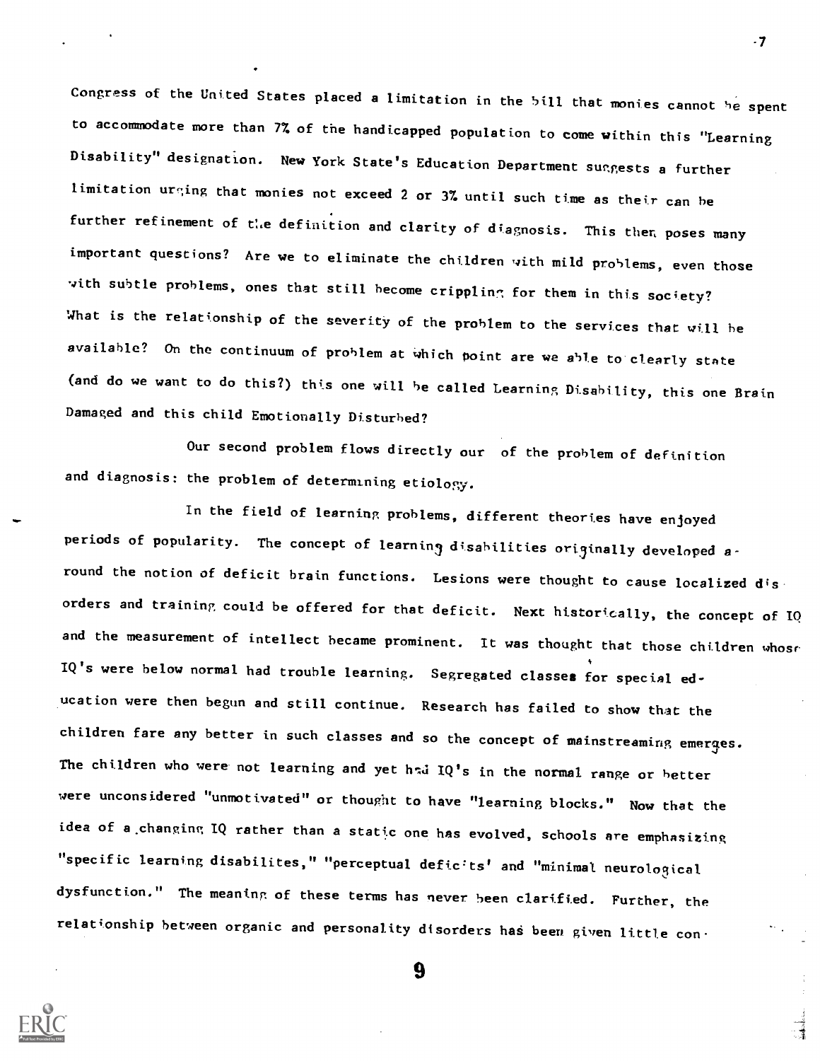Congress of the United States placed a limitation in the bill that monies cannot be spent to accommodate more than 7% of the handicapped population to come within this "Learning Disability" designation. New York State's Education Department suggests a further limitation urging that monies not exceed 2 or 3% until such time as their can be further refinement of the definition and clarity of diagnosis. This then poses many important questions? Are we to eliminate the children with mild problems, even those with subtle problems, ones that still become crippling for them in this society? What is the relationship of the severity of the problem to the services that will be available? On the continuum of problem at which point are we able to clearly state (and do we want to do this?) this one will be called Learning Disability, this one Brain Damaged and this child Emotionally Disturbed?

Our second problem flows directly our of the problem of definition and diagnosis: the problem of determining etiology.

In the field of learning problems, different theories have enjoyed periods of popularity. The concept of learning disabilities originally developed around the notion of deficit brain functions. Lesions were thought to cause localized disorders and training could be offered for that deficit. Next historically, the concept of IQ and the measurement of intellect became prominent. It was thought that those children whose IQ's were below normal had trouble learning. Segregated classes for special education were then begun and still continue. Research has failed to show that the children fare any better in such classes and so the concept of mainstreaming emerges. The children who were not learning and yet had IQ's in the normal range or better were unconsidered "unmotivated" or thought to have "learning blocks." Now that the idea of a changing IQ rather than a static one has evolved, schools are emphasizing "specific learning disabilites," "perceptual deficits' and "minimal neurological dysfunction." The meaning of these terms has never been clarified. Further, the relationship between organic and personality disorders has been given little con-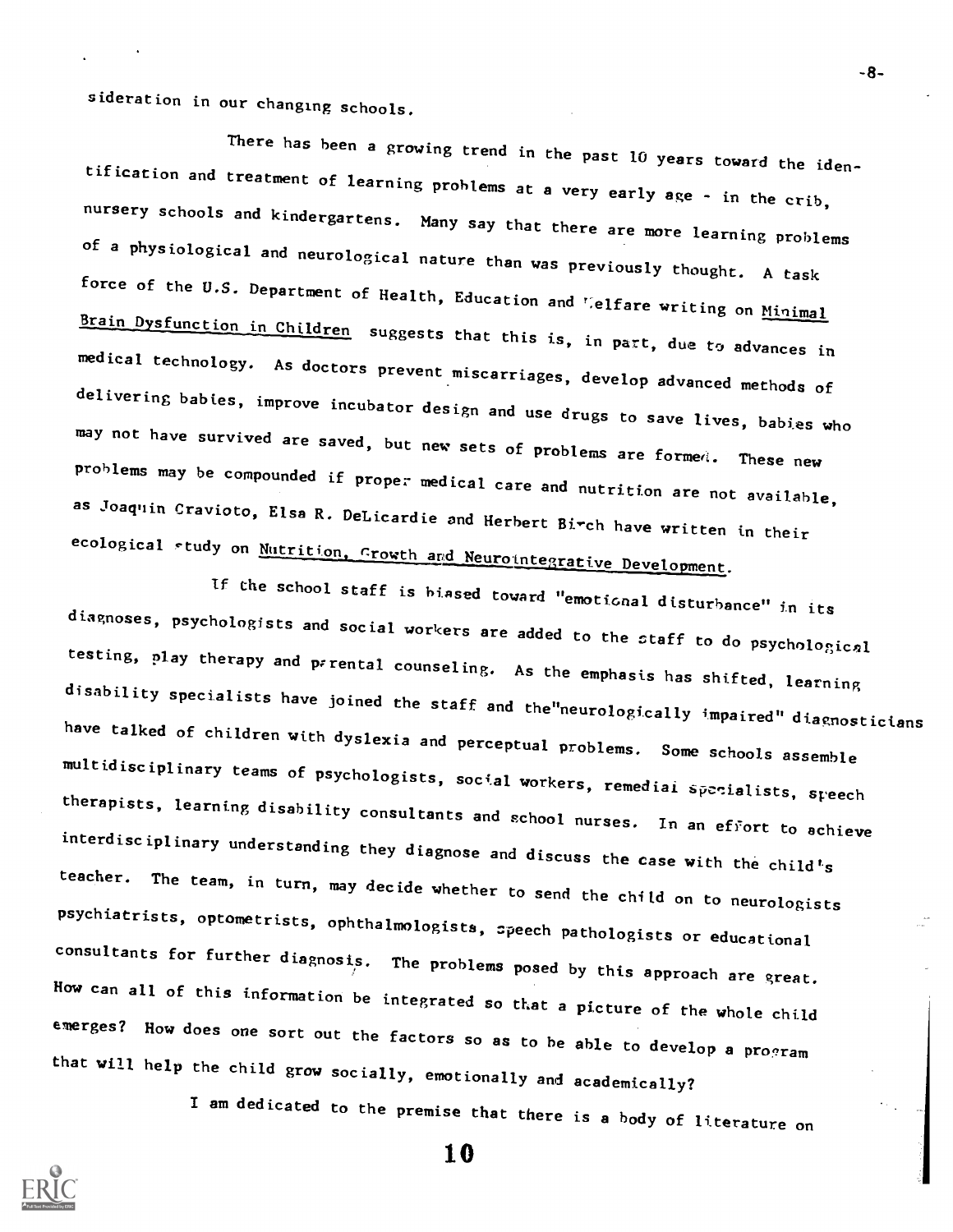sideration in our changing schools.

There has been a growing trend in the past 10 years toward the identification and treatment of learning problems at a very early age - in the crib, nursery schools and kindergartens. Many say that there are more learning problems of a physiological and neurological nature than was previously thought. A task force of the U.S. Department of Health, Education and Welfare writing on <u>Minimal Brain Dysfunction in Children</u> suggests that this is, in part, due to advances in medical technology. As doctors prevent miscarriages, develop advanced methods of delivering babies, improve incubator design and use drugs to save lives, babies who may not have survived are saved, but new sets of problems are formed. These new problems may be compounded if proper medical care and nutrition are not available, as Joaquin Cravioto, Elsa R. DeLicardie and Herbert Birch have written in their ecological study on <u>Nutrition, Growth and Neurointegrative Development</u>.

If the school staff is biased toward "emotional disturbance" in its diagnoses, psychologists and social workers are added to the staff to do psychological testing, play therapy and parental counseling. As the emphasis has shifted, learning disability specialists have joined the staff and the "neurologically impaired" diagnosticians have talked of children with dyslexia and perceptual problems. Some schools assemble multidisciplinary teams of psychologists, social workers, remedial specialists, speech therapists, learning disability consultants and school nurses. In an effort to achieve interdisciplinary understanding they diagnose and discuss the case with the child's teacher. The team, in turn, may decide whether to send the child on to neurologists psychiatrists, optometrists, ophthalmologists, speech pathologists or educational consultants for further diagnosis. The problems posed by this approach are great. How can all of this information be integrated so that a picture of the whole child emerges? How does one sort out the factors so as to be able to develop a program that will help the child grow socially, emotionally and academically?

I am dedicated to the premise that there is a body of literature on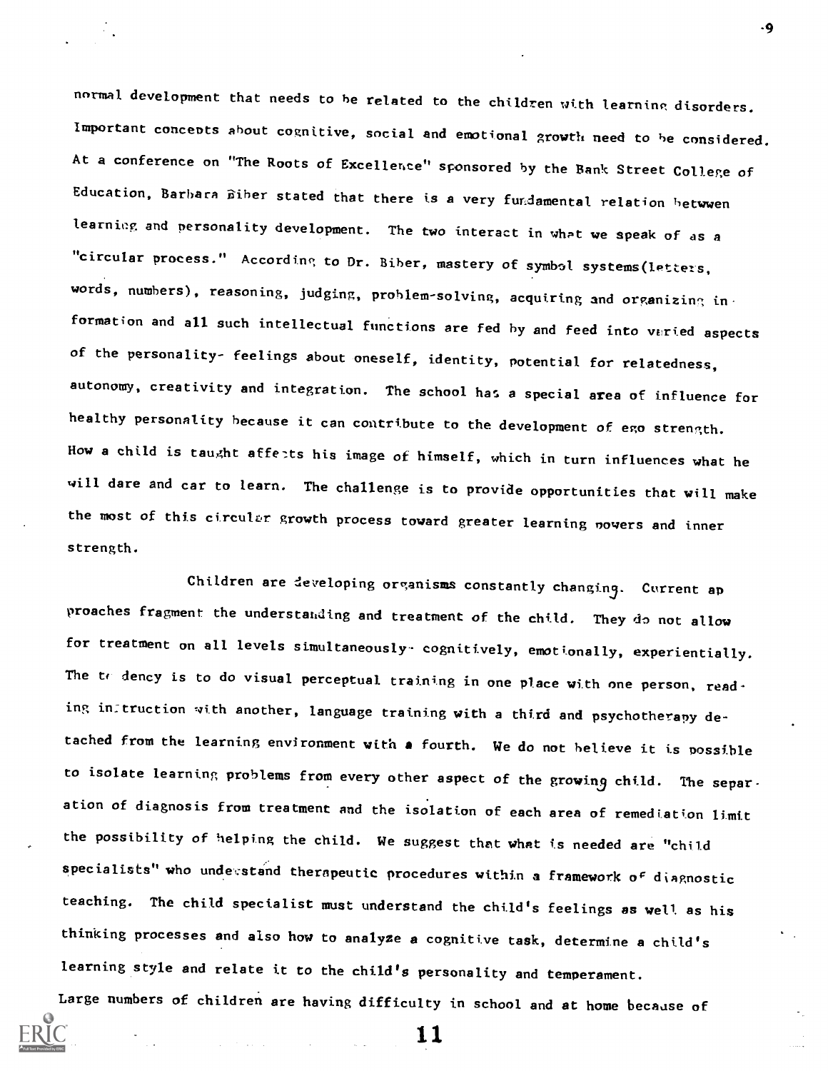normal development that needs to be related to the children with learning disorders. Important concepts about cognitive, social and emotional growth need to be considered. At a conference on "The Roots of Excellence" sponsored by the Bank Street College of Education, Barbara Biber stated that there is a very fundamental relation betwwen learning and personality development. The two interact in what we speak of as a "circular process." According to Dr. Biber, mastery of symbol systems(letters, words, numbers), reasoning, judging, problem-solving, acquiring and organizing information and all such intellectual functions are fed by and feed into varied aspects of the personality- feelings about oneself, identity, potential for relatedness, autonomy, creativity and integration. The school has a special area of influence for healthy personality because it can contribute to the development of ego strength. How a child is taught affects his image of himself, which in turn influences what he will dare and car to learn. The challenge is to provide opportunities that will make the most of this circular growth process toward greater learning powers and inner strength.

Children are developing organisms constantly changing. Current approaches fragment the understanding and treatment of the child. They do not allow for treatment on all levels simultaneously- cognitively, emotionally, experientially. The tendency is to do visual perceptual training in one place with one person, reading instruction with another, language training with a third and psychotherapy detached from the learning environment with a fourth. We do not believe it is possible to isolate learning problems from every other aspect of the growing child. The separation of diagnosis from treatment and the isolation of each area of remediation limit the possibility of helping the child. We suggest that what is needed are "child specialists" who understand therapeutic procedures within a framework of diagnostic teaching. The child specialist must understand the child's feelings as well as his thinking processes and also how to analyze a cognitive task, determine a child's learning style and relate it to the child's personality and temperament.

Large numbers of children are having difficulty in school and at home because of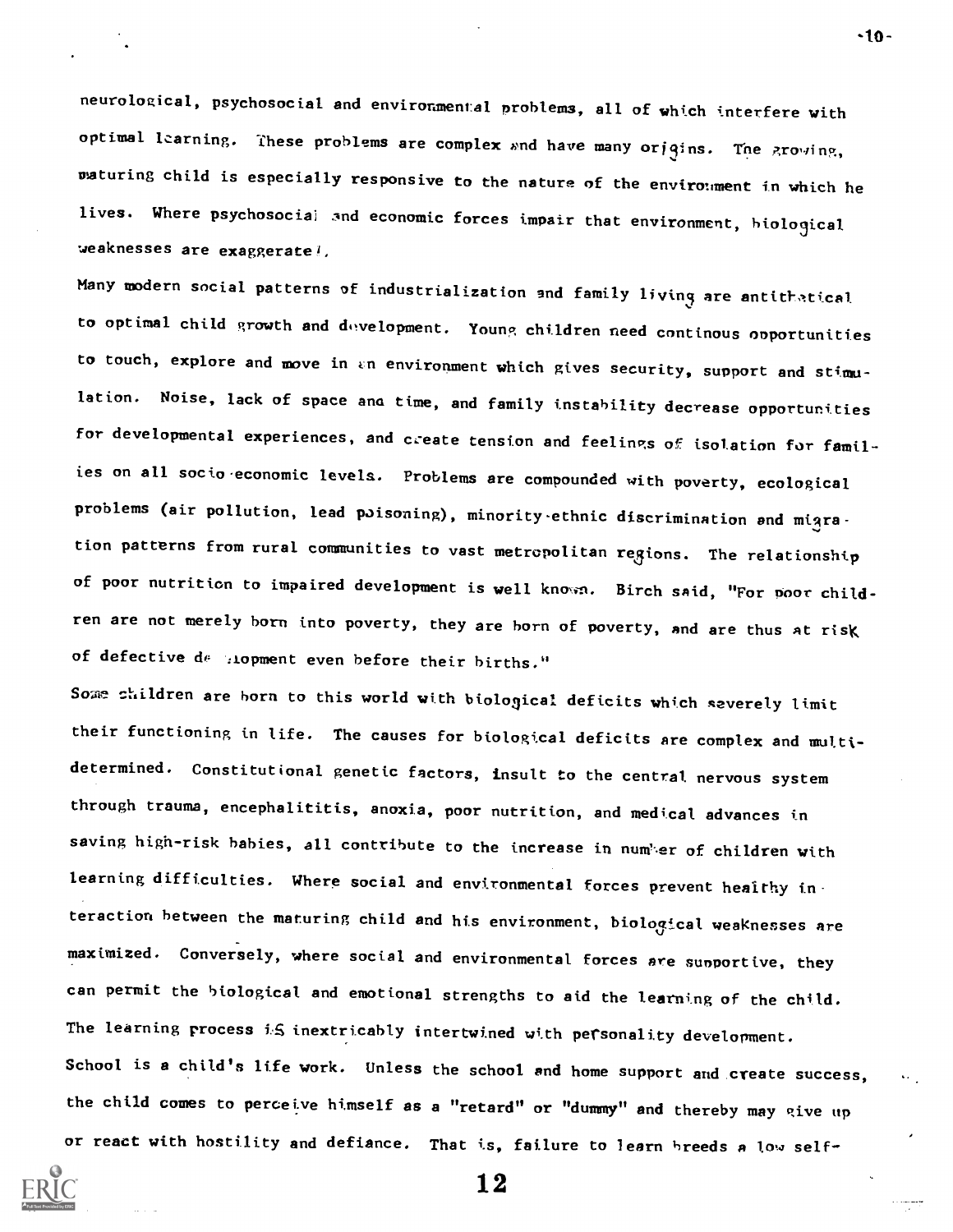neurological, psychosocial and environmental problems, all of which interfere with optimal learning. These problems are complex and have many origins. The growing, maturing child is especially responsive to the nature of the environment in which he lives. Where psychosocial and economic forces impair that environment, biological weaknesses are exaggerated.

Many modern social patterns of industrialization and family living are antithetical to optimal child growth and development. Young children need continous opportunities to touch, explore and move in an environment which gives security, support and stimulation. Noise, lack of space and time, and family instability decrease opportunities for developmental experiences, and create tension and feelings of isolation for families on all socio-economic levels. Problems are compounded with poverty, ecological problems (air pollution, lead poisoning), minority-ethnic discrimination and migration patterns from rural communities to vast metropolitan regions. The relationship of poor nutrition to impaired development is well known. Birch said, "For poor children are not merely born into poverty, they are born of poverty, and are thus at risk of defective development even before their births."

Some children are born to this world with biological deficits which severely limit their functioning in life. The causes for biological deficits are complex and multi-determined. Constitutional genetic factors, insult to the central nervous system through trauma, encephalititis, anoxia, poor nutrition, and medical advances in saving high-risk babies, all contribute to the increase in number of children with learning difficulties. Where social and environmental forces prevent healthy interaction between the maturing child and his environment, biological weaknesses are maximized. Conversely, where social and environmental forces are supportive, they can permit the biological and emotional strengths to aid the learning of the child. The learning process is inextricably intertwined with personality development. School is a child's life work. Unless the school and home support and create success, the child comes to perceive himself as a "retard" or "dummy" and thereby may give up or react with hostility and defiance. That is, failure to learn breeds a low self-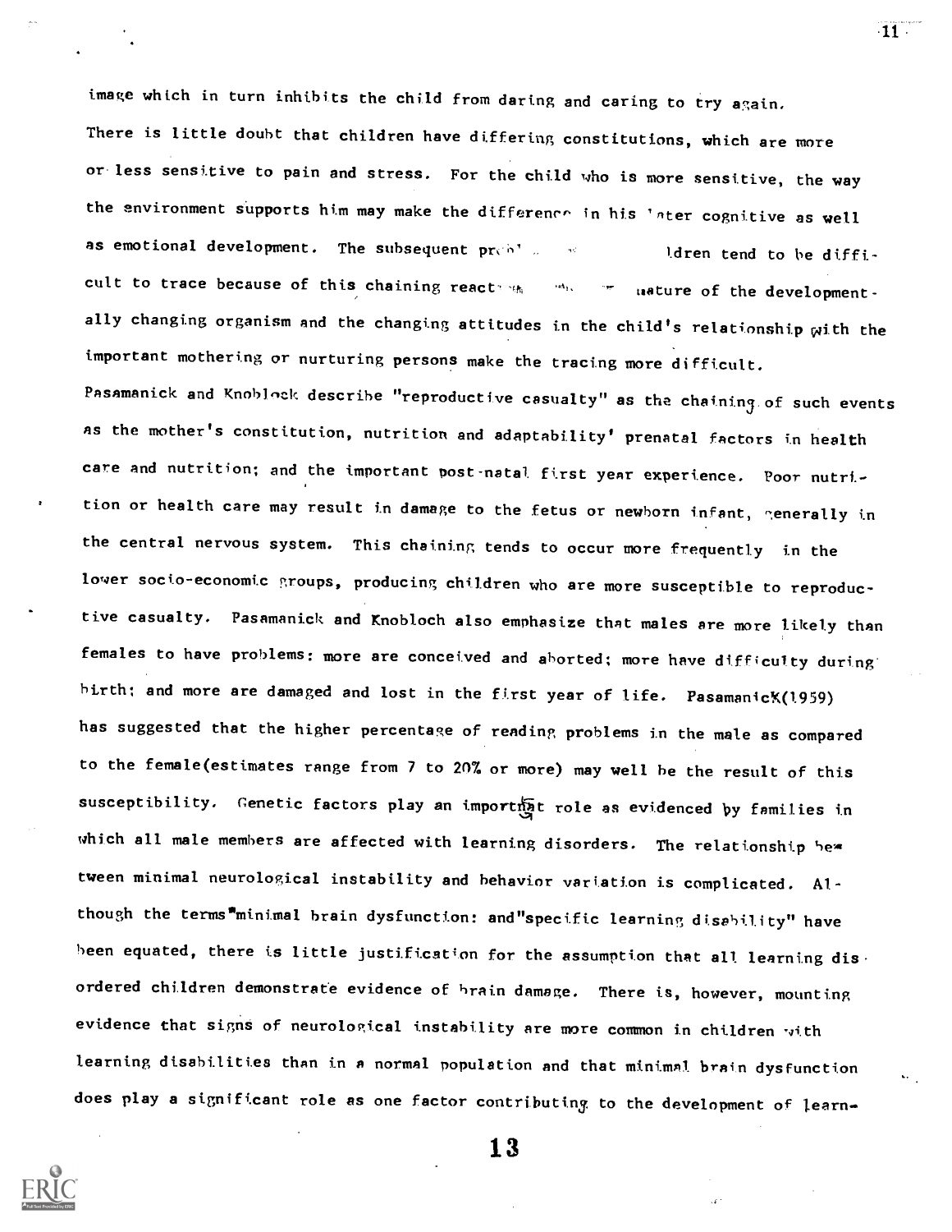image which in turn inhibits the child from daring and caring to try again.

There is little doubt that children have differing constitutions, which are more or less sensitive to pain and stress. For the child who is more sensitive, the way the environment supports him may make the difference in his later cognitive as well as emotional development. The subsequent prob... ldren tend to be difficult to trace because of this chaining react... ... nature of the developmentally changing organism and the changing attitudes in the child's relationship with the important mothering or nurturing persons make the tracing more difficult.

Pasamanick and Knobloch describe "reproductive casualty" as the chaining of such events as the mother's constitution, nutrition and adaptability' prenatal factors in health care and nutrition; and the important post-natal first year experience. Poor nutrition or health care may result in damage to the fetus or newborn infant, generally in the central nervous system. This chaining tends to occur more frequently in the lower socio-economic groups, producing children who are more susceptible to reproductive casualty. Pasamanick and Knobloch also emphasize that males are more likely than females to have problems: more are conceived and aborted; more have difficulty during birth; and more are damaged and lost in the first year of life. Pasamanick(1959) has suggested that the higher percentage of reading problems in the male as compared to the female(estimates range from 7 to 20% or more) may well be the result of this susceptibility. Genetic factors play an important role as evidenced by families in which all male members are affected with learning disorders. The relationship between minimal neurological instability and behavior variation is complicated. Although the terms "minimal brain dysfunction: and "specific learning disability" have been equated, there is little justification for the assumption that all learning disordered children demonstrate evidence of brain damage. There is, however, mounting evidence that signs of neurological instability are more common in children with learning disabilities than in a normal population and that minimal brain dysfunction does play a significant role as one factor contributing to the development of learn-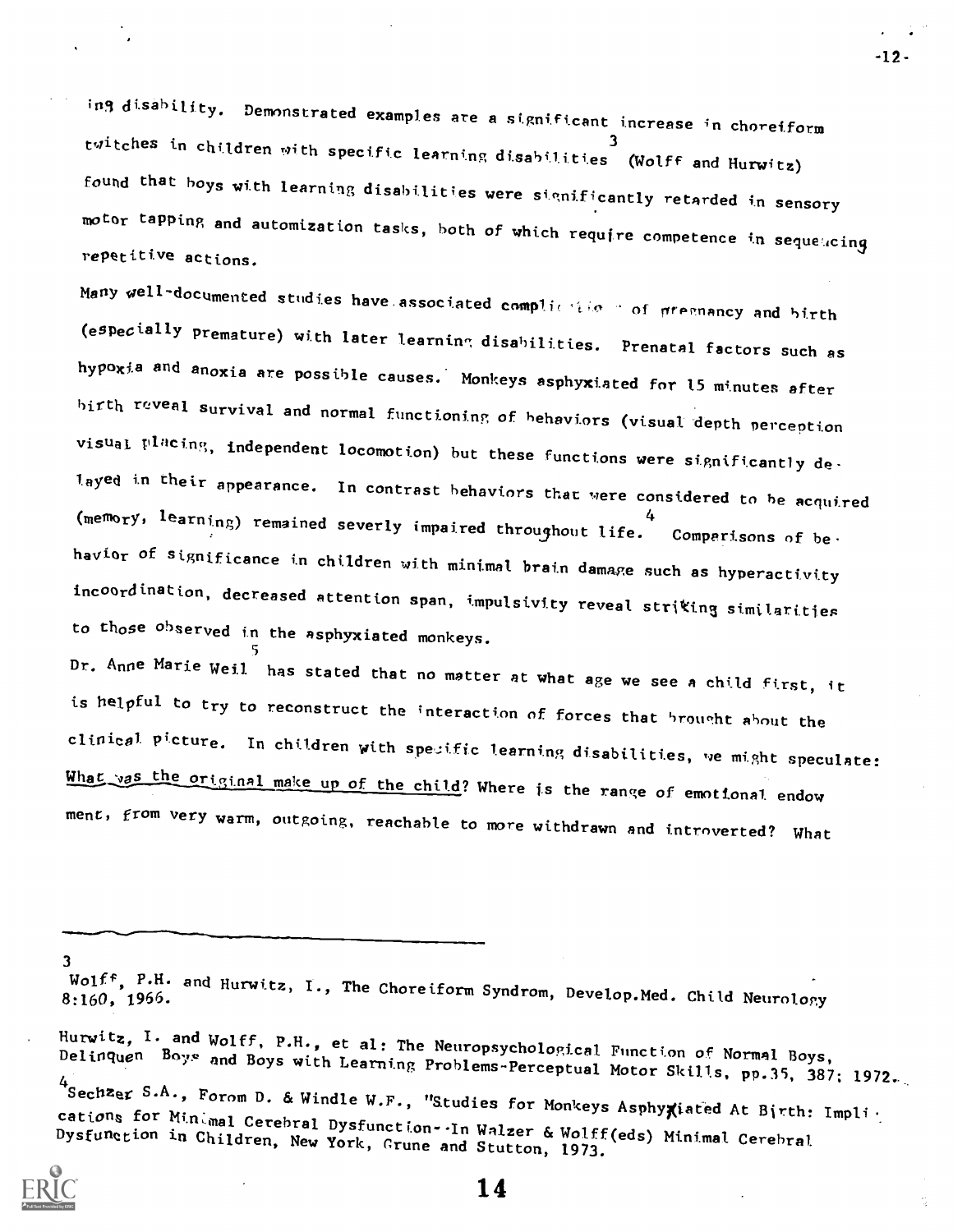ing disability. Demonstrated examples are a significant increase in choreiform twitches in children with specific learning disabilities[3] (Wolff and Hurwitz) found that boys with learning disabilities were significantly retarded in sensory motor tapping and automization tasks, both of which require competence in sequencing repetitive actions.

Many well-documented studies have associated complications of pregnancy and birth (especially premature) with later learning disabilities. Prenatal factors such as hypoxia and anoxia are possible causes. Monkeys asphyxiated for 15 minutes after birth reveal survival and normal functioning of behaviors (visual depth perception visual placing, independent locomotion) but these functions were significantly delayed in their appearance. In contrast behaviors that were considered to be acquired (memory, learning) remained severely impaired throughout life.[4] Comparisons of behavior of significance in children with minimal brain damage such as hyperactivity incoordination, decreased attention span, impulsivity reveal striking similarities to those observed in the asphyxiated monkeys.

Dr. Anne Marie Weil[5] has stated that no matter at what age we see a child first, it is helpful to try to reconstruct the interaction of forces that brought about the clinical picture. In children with specific learning disabilities, we might speculate: What was the original make up of the child? Where is the range of emotional endowment, from very warm, outgoing, reachable to more withdrawn and introverted? What

---

[3] Wolff, P.H. and Hurwitz, I., The Choreiform Syndrom, Develop.Med. Child Neurology 8:160, 1966.

Hurwitz, I. and Wolff, P.H., et al: The Neuropsychological Function of Normal Boys, Delinquen Boys and Boys with Learning Problems-Perceptual Motor Skills, pp.35, 387; 1972.

[4] Sechzer S.A., Forom D. & Windle W.F., "Studies for Monkeys Asphyxiated At Birth: Implications for Minimal Cerebral Dysfunction--In Walzer & Wolff(eds) Minimal Cerebral Dysfunction in Children, New York, Grune and Stutton, 1973.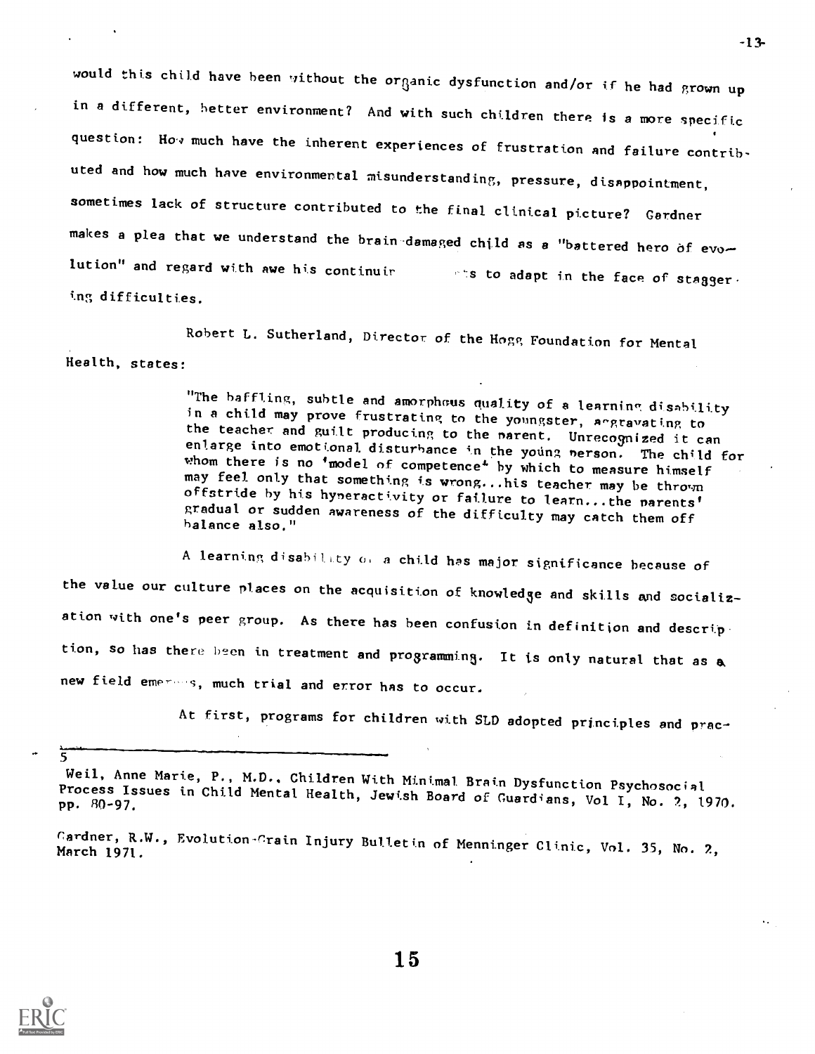would this child have been without the organic dysfunction and/or if he had grown up in a different, better environment? And with such children there is a more specific question: How much have the inherent experiences of frustration and failure contributed and how much have environmental misunderstanding, pressure, disappointment, sometimes lack of structure contributed to the final clinical picture? Gardner makes a plea that we understand the brain-damaged child as a "battered hero of evolution" and regard with awe his continuing efforts to adapt in the face of staggering difficulties.

Robert L. Sutherland, Director of the Hogg Foundation for Mental Health, states:

> "The baffling, subtle and amorphous quality of a learning disability in a child may prove frustrating to the youngster, aggravating to the teacher and guilt producing to the parent. Unrecognized it can enlarge into emotional disturbance in the young person. The child for whom there is no 'model of competence' by which to measure himself may feel only that something is wrong...his teacher may be thrown offstride by his hyperactivity or failure to learn...the parents' gradual or sudden awareness of the difficulty may catch them off balance also."

A learning disability of a child has major significance because of the value our culture places on the acquisition of knowledge and skills and socialization with one's peer group. As there has been confusion in definition and description, so has there been in treatment and programming. It is only natural that as a new field emerges, much trial and error has to occur.

At first, programs for children with SLD adopted principles and prac-

---

5

Weil, Anne Marie, P., M.D., Children With Minimal Brain Dysfunction Psychosocial Process Issues in Child Mental Health, Jewish Board of Guardians, Vol I, No. 2, 1970. pp. 80-97.

Gardner, R.W., Evolution-Brain Injury Bulletin of Menninger Clinic, Vol. 35, No. 2, March 1971.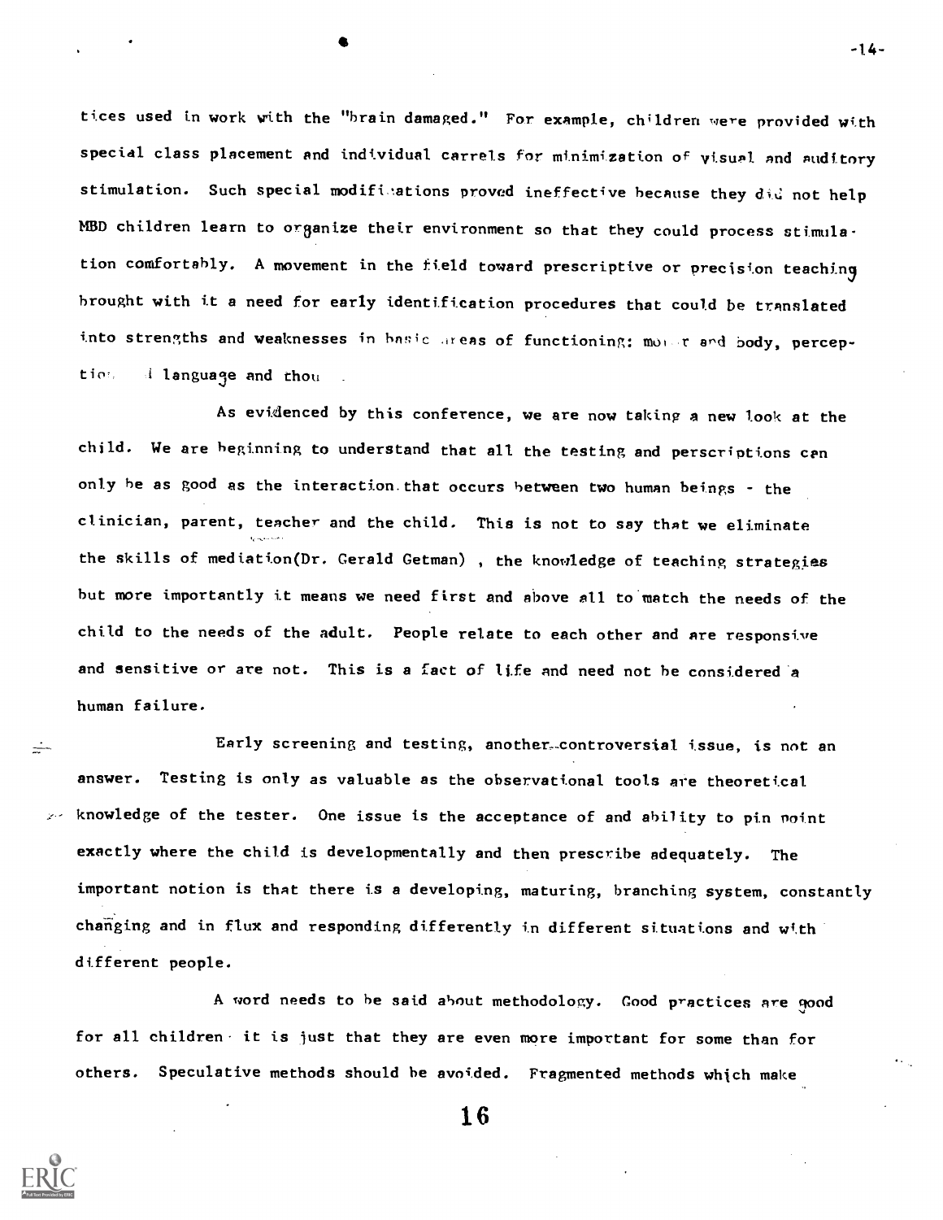tices used in work with the "brain damaged." For example, children were provided with special class placement and individual carrels for minimization of visual and auditory stimulation. Such special modifications proved ineffective because they did not help MBD children learn to organize their environment so that they could process stimulation comfortably. A movement in the field toward prescriptive or precision teaching brought with it a need for early identification procedures that could be translated into strengths and weaknesses in basic areas of functioning: motor and body, perception, language and thou .

As evidenced by this conference, we are now taking a new look at the child. We are beginning to understand that all the testing and perscriptions can only be as good as the interaction that occurs between two human beings - the clinician, parent, teacher and the child. This is not to say that we eliminate the skills of mediation(Dr. Gerald Getman) , the knowledge of teaching strategies but more importantly it means we need first and above all to match the needs of the child to the needs of the adult. People relate to each other and are responsive and sensitive or are not. This is a fact of life and need not be considered a human failure.

Early screening and testing, another controversial issue, is not an answer. Testing is only as valuable as the observational tools are theoretical knowledge of the tester. One issue is the acceptance of and ability to pin point exactly where the child is developmentally and then prescribe adequately. The important notion is that there is a developing, maturing, branching system, constantly changing and in flux and responding differently in different situations and with different people.

A word needs to be said about methodology. Good practices are good for all children - it is just that they are even more important for some than for others. Speculative methods should be avoided. Fragmented methods which make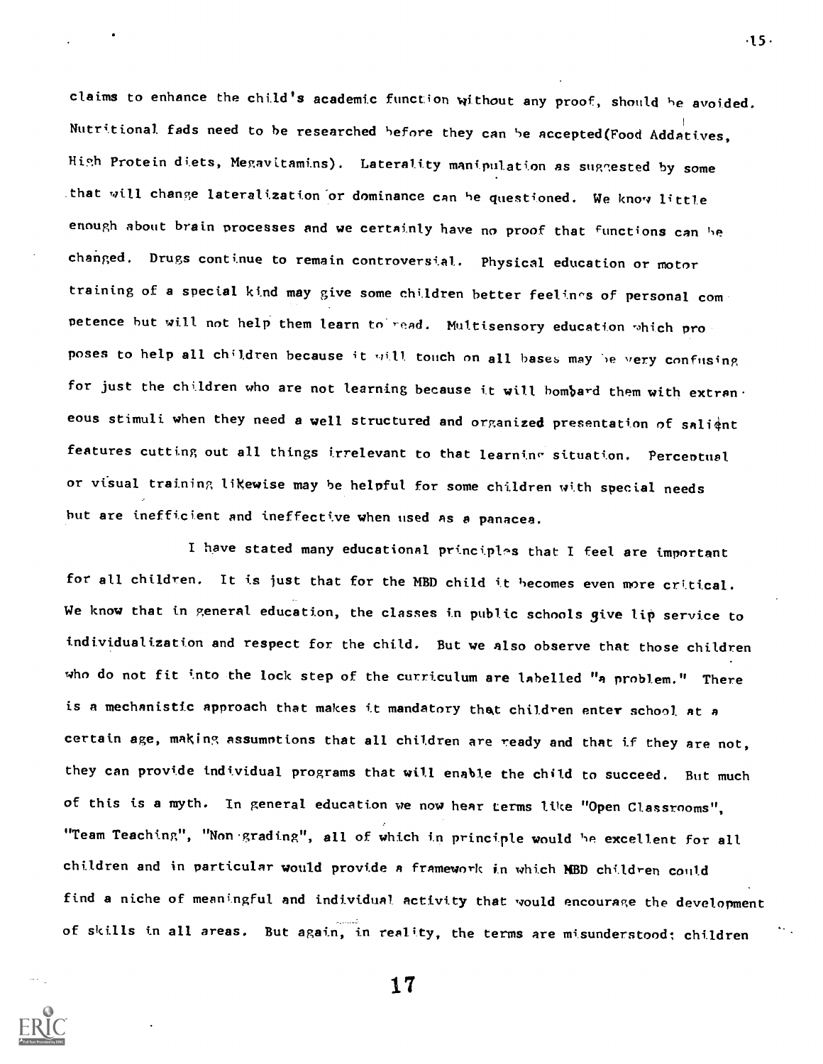claims to enhance the child's academic function without any proof, should be avoided. Nutritional fads need to be researched before they can be accepted(Food Addatives, High Protein diets, Megavitamins). Laterality manipulation as suggested by some that will change lateralization or dominance can be questioned. We know little enough about brain processes and we certainly have no proof that functions can be changed. Drugs continue to remain controversial. Physical education or motor training of a special kind may give some children better feelings of personal competence but will not help them learn to read. Multisensory education which proposes to help all children because it will touch on all bases may be very confusing for just the children who are not learning because it will bombard them with extraneous stimuli when they need a well structured and organized presentation of salient features cutting out all things irrelevant to that learning situation. Perceptual or visual training likewise may be helpful for some children with special needs but are inefficient and ineffective when used as a panacea.

I have stated many educational principles that I feel are important for all children. It is just that for the MBD child it becomes even more critical. We know that in general education, the classes in public schools give lip service to individualization and respect for the child. But we also observe that those children who do not fit into the lock step of the curriculum are labelled "a problem." There is a mechanistic approach that makes it mandatory that children enter school at a certain age, making assumptions that all children are ready and that if they are not, they can provide individual programs that will enable the child to succeed. But much of this is a myth. In general education we now hear terms like "Open Classrooms", "Team Teaching", "Non-grading", all of which in principle would be excellent for all children and in particular would provide a framework in which MBD children could find a niche of meaningful and individual activity that would encourage the development of skills in all areas. But again, in reality, the terms are misunderstood; children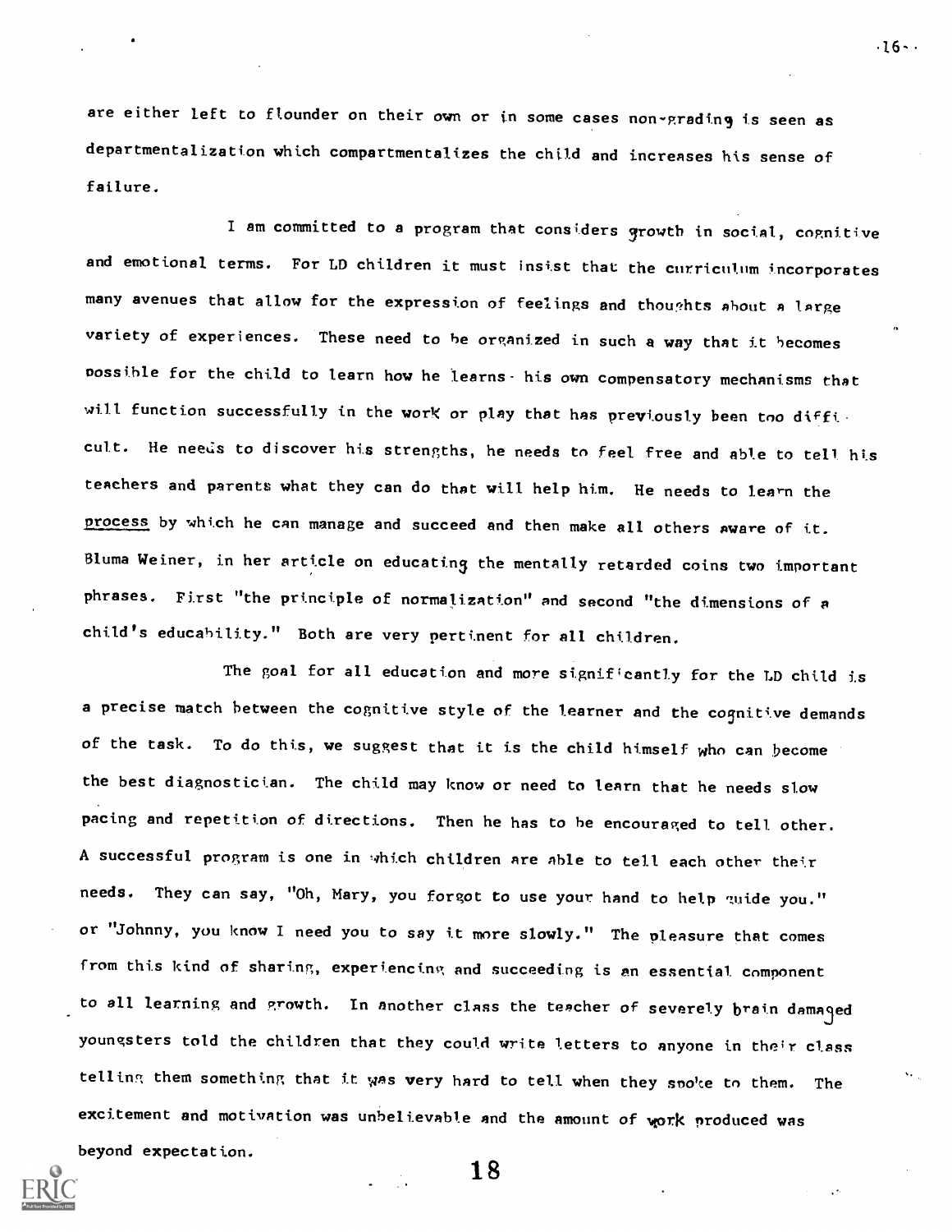are either left to flounder on their own or in some cases non-grading is seen as departmentalization which compartmentalizes the child and increases his sense of failure.

I am committed to a program that considers growth in social, cognitive and emotional terms. For LD children it must insist that the curriculum incorporates many avenues that allow for the expression of feelings and thoughts about a large variety of experiences. These need to be organized in such a way that it becomes possible for the child to learn how he learns- his own compensatory mechanisms that will function successfully in the work or play that has previously been too difficult. He needs to discover his strengths, he needs to feel free and able to tell his teachers and parents what they can do that will help him. He needs to learn the process by which he can manage and succeed and then make all others aware of it. Bluma Weiner, in her article on educating the mentally retarded coins two important phrases. First "the principle of normalization" and second "the dimensions of a child's educability." Both are very pertinent for all children.

The goal for all education and more significantly for the LD child is a precise match between the cognitive style of the learner and the cognitive demands of the task. To do this, we suggest that it is the child himself who can become the best diagnostician. The child may know or need to learn that he needs slow pacing and repetition of directions. Then he has to be encouraged to tell other. A successful program is one in which children are able to tell each other their needs. They can say, "Oh, Mary, you forgot to use your hand to help guide you." or "Johnny, you know I need you to say it more slowly." The pleasure that comes from this kind of sharing, experiencing and succeeding is an essential component to all learning and growth. In another class the teacher of severely brain damaged youngsters told the children that they could write letters to anyone in their class telling them something that it was very hard to tell when they spoke to them. The excitement and motivation was unbelievable and the amount of work produced was beyond expectation.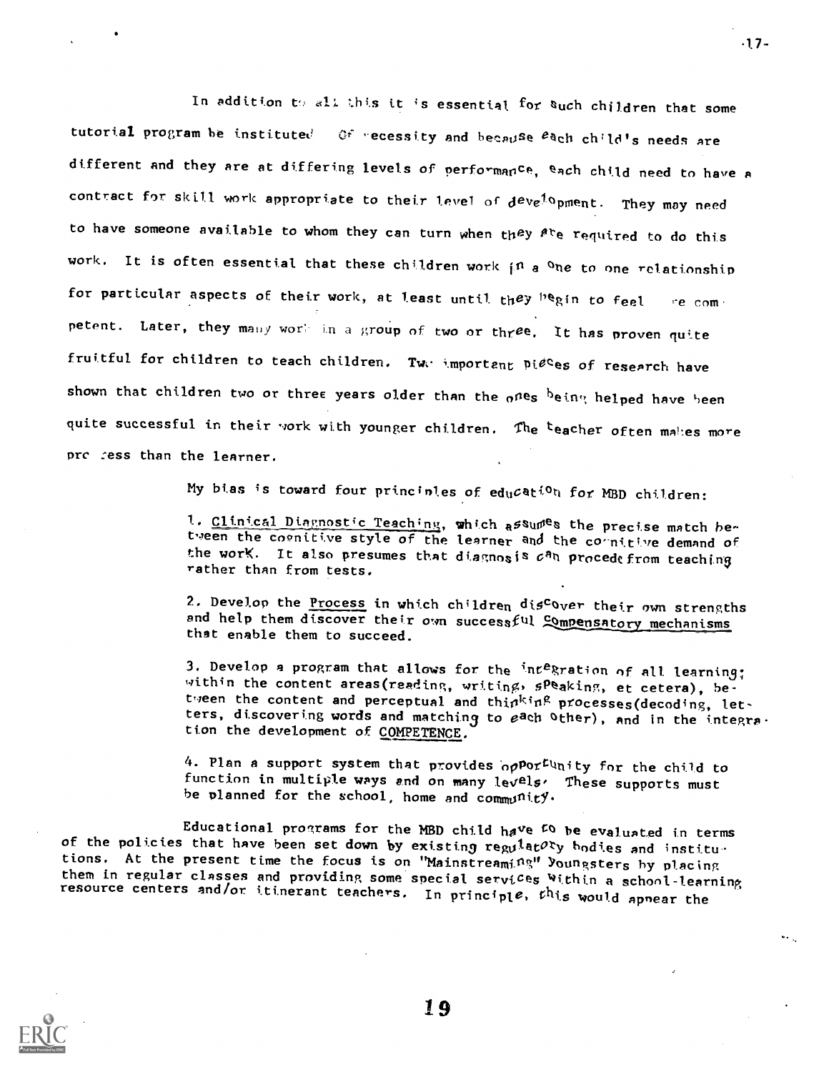In addition to all this it is essential for such children that some tutorial program be instituted. Of necessity and because each child's needs are different and they are at differing levels of performance, each child need to have a contract for skill work appropriate to their level of development. They may need to have someone available to whom they can turn when they are required to do this work. It is often essential that these children work in a one to one relationship for particular aspects of their work, at least until they begin to feel more competent. Later, they many work in a group of two or three. It has proven quite fruitful for children to teach children. Two important pieces of research have shown that children two or three years older than the ones being helped have been quite successful in their work with younger children. The teacher often makes more progress than the learner.

My bias is toward four principles of education for MBD children:

1. Clinical Diagnostic Teaching, which assumes the precise match between the cognitive style of the learner and the cognitive demand of the work. It also presumes that diagnosis can procede from teaching rather than from tests.

2. Develop the Process in which children discover their own strengths and help them discover their own successful Compensatory mechanisms that enable them to succeed.

3. Develop a program that allows for the integration of all learning; within the content areas(reading, writing, speaking, et cetera), between the content and perceptual and thinking processes(decoding, letters, discovering words and matching to each other), and in the integration the development of COMPETENCE.

4. Plan a support system that provides opportunity for the child to function in multiple ways and on many levels. These supports must be planned for the school, home and community.

Educational programs for the MBD child have to be evaluated in terms of the policies that have been set down by existing regulatory bodies and institutions. At the present time the focus is on "Mainstreaming" Youngsters by placing them in regular classes and providing some special services within a school-learning resource centers and/or itinerant teachers. In principle, this would appear the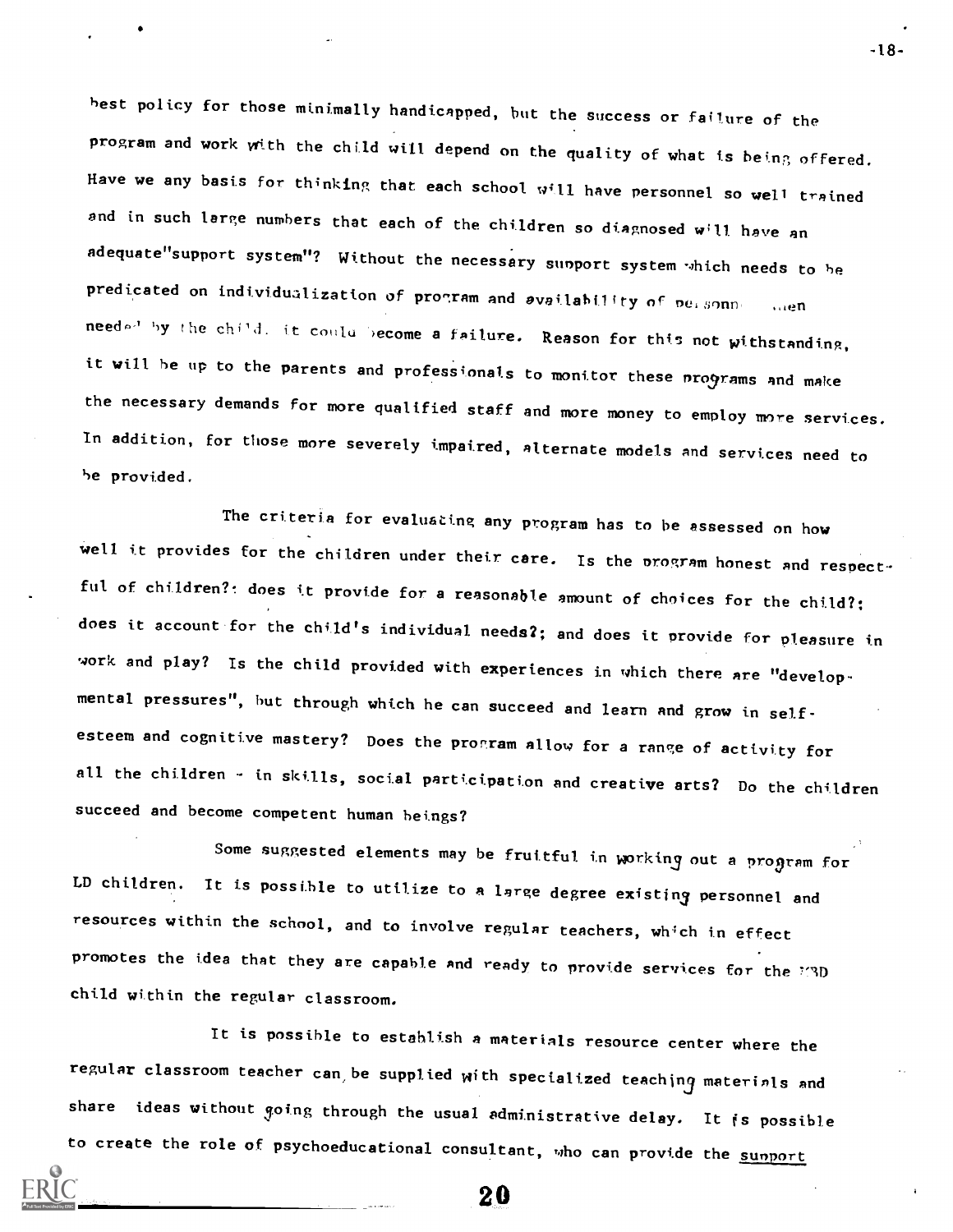best policy for those minimally handicapped, but the success or failure of the program and work with the child will depend on the quality of what is being offered. Have we any basis for thinking that each school will have personnel so well trained and in such large numbers that each of the children so diagnosed will have an adequate "support system"? Without the necessary support system which needs to be predicated on individualization of program and availability of personnel when needed by the child, it could become a failure. Reason for this not withstanding, it will be up to the parents and professionals to monitor these programs and make the necessary demands for more qualified staff and more money to employ more services. In addition, for those more severely impaired, alternate models and services need to be provided.

The criteria for evaluating any program has to be assessed on how well it provides for the children under their care. Is the program honest and respectful of children?; does it provide for a reasonable amount of choices for the child?; does it account for the child's individual needs?; and does it provide for pleasure in work and play? Is the child provided with experiences in which there are "developmental pressures", but through which he can succeed and learn and grow in self-esteem and cognitive mastery? Does the program allow for a range of activity for all the children - in skills, social participation and creative arts? Do the children succeed and become competent human beings?

Some suggested elements may be fruitful in working out a program for LD children. It is possible to utilize to a large degree existing personnel and resources within the school, and to involve regular teachers, which in effect promotes the idea that they are capable and ready to provide services for the MBD child within the regular classroom.

It is possible to establish a materials resource center where the regular classroom teacher can be supplied with specialized teaching materials and share ideas without going through the usual administrative delay. It is possible to create the role of psychoeducational consultant, who can provide the <u>support</u>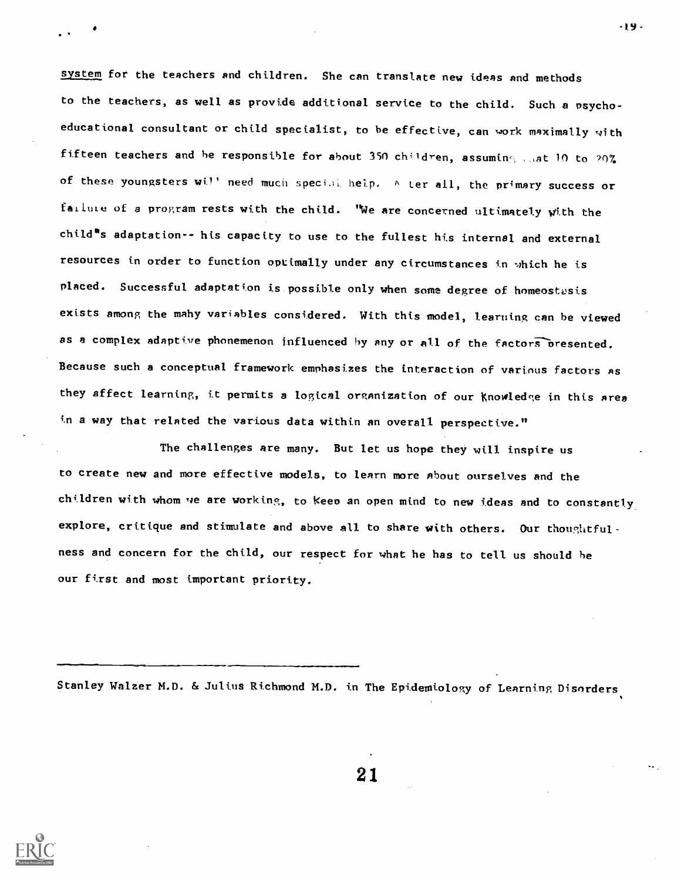system for the teachers and children. She can translate new ideas and methods to the teachers, as well as provide additional service to the child. Such a psycho-educational consultant or child specialist, to be effective, can work maximally with fifteen teachers and be responsible for about 350 children, assuming that 10 to 20% of these youngsters will need much special help. After all, the primary success or failure of a program rests with the child. "We are concerned ultimately with the child's adaptation-- his capacity to use to the fullest his internal and external resources in order to function optimally under any circumstances in which he is placed. Successful adaptation is possible only when some degree of homeostasis exists among the mahy variables considered. With this model, learning can be viewed as a complex adaptive phonemenon influenced by any or all of the factors presented. Because such a conceptual framework emphasizes the interaction of various factors as they affect learning, it permits a logical organization of our knowledge in this area in a way that related the various data within an overall perspective."

The challenges are many. But let us hope they will inspire us to create new and more effective models, to learn more about ourselves and the children with whom we are working, to keep an open mind to new ideas and to constantly explore, critique and stimulate and above all to share with others. Our thoughtfulness and concern for the child, our respect for what he has to tell us should be our first and most important priority.

---

Stanley Walzer M.D. & Julius Richmond M.D. in The Epidemiology of Learning Disorders